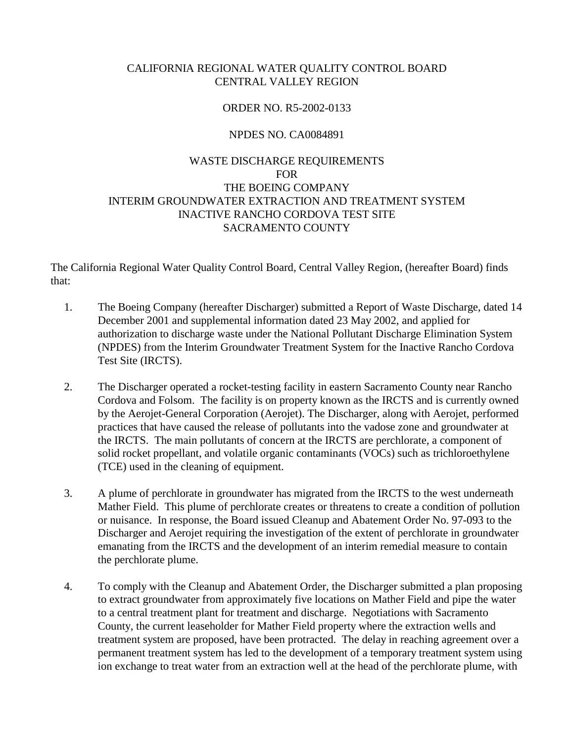CALIFORNIA REGIONAL WATER QUALITY CONTROL BOARD
CENTRAL VALLEY REGION

ORDER NO. R5-2002-0133

NPDES NO. CA0084891

WASTE DISCHARGE REQUIREMENTS
FOR
THE BOEING COMPANY
INTERIM GROUNDWATER EXTRACTION AND TREATMENT SYSTEM
INACTIVE RANCHO CORDOVA TEST SITE
SACRAMENTO COUNTY

The California Regional Water Quality Control Board, Central Valley Region, (hereafter Board) finds that:

1. The Boeing Company (hereafter Discharger) submitted a Report of Waste Discharge, dated 14 December 2001 and supplemental information dated 23 May 2002, and applied for authorization to discharge waste under the National Pollutant Discharge Elimination System (NPDES) from the Interim Groundwater Treatment System for the Inactive Rancho Cordova Test Site (IRCTS).

2. The Discharger operated a rocket-testing facility in eastern Sacramento County near Rancho Cordova and Folsom. The facility is on property known as the IRCTS and is currently owned by the Aerojet-General Corporation (Aerojet). The Discharger, along with Aerojet, performed practices that have caused the release of pollutants into the vadose zone and groundwater at the IRCTS. The main pollutants of concern at the IRCTS are perchlorate, a component of solid rocket propellant, and volatile organic contaminants (VOCs) such as trichloroethylene (TCE) used in the cleaning of equipment.

3. A plume of perchlorate in groundwater has migrated from the IRCTS to the west underneath Mather Field. This plume of perchlorate creates or threatens to create a condition of pollution or nuisance. In response, the Board issued Cleanup and Abatement Order No. 97-093 to the Discharger and Aerojet requiring the investigation of the extent of perchlorate in groundwater emanating from the IRCTS and the development of an interim remedial measure to contain the perchlorate plume.

4. To comply with the Cleanup and Abatement Order, the Discharger submitted a plan proposing to extract groundwater from approximately five locations on Mather Field and pipe the water to a central treatment plant for treatment and discharge. Negotiations with Sacramento County, the current leaseholder for Mather Field property where the extraction wells and treatment system are proposed, have been protracted. The delay in reaching agreement over a permanent treatment system has led to the development of a temporary treatment system using ion exchange to treat water from an extraction well at the head of the perchlorate plume, with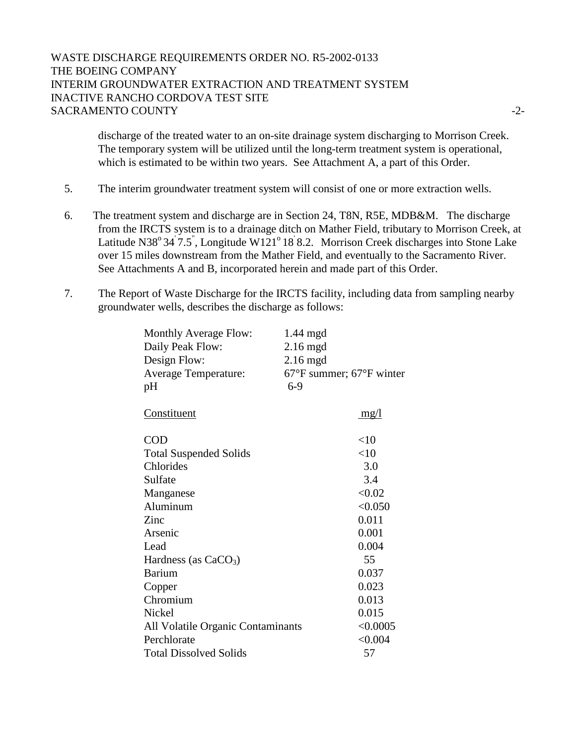discharge of the treated water to an on-site drainage system discharging to Morrison Creek. The temporary system will be utilized until the long-term treatment system is operational, which is estimated to be within two years. See Attachment A, a part of this Order.

5. The interim groundwater treatment system will consist of one or more extraction wells.

6. The treatment system and discharge are in Section 24, T8N, R5E, MDB&M. The discharge from the IRCTS system is to a drainage ditch on Mather Field, tributary to Morrison Creek, at Latitude N38° 34' 7.5", Longitude W121° 18' 8.2. Morrison Creek discharges into Stone Lake over 15 miles downstream from the Mather Field, and eventually to the Sacramento River. See Attachments A and B, incorporated herein and made part of this Order.

7. The Report of Waste Discharge for the IRCTS facility, including data from sampling nearby groundwater wells, describes the discharge as follows:

| | |
|---|---|
| Monthly Average Flow: | 1.44 mgd |
| Daily Peak Flow: | 2.16 mgd |
| Design Flow: | 2.16 mgd |
| Average Temperature: | 67°F summer; 67°F winter |
| pH | 6-9 |

| Constituent | mg/l |
|---|---|
| COD | <10 |
| Total Suspended Solids | <10 |
| Chlorides | 3.0 |
| Sulfate | 3.4 |
| Manganese | <0.02 |
| Aluminum | <0.050 |
| Zinc | 0.011 |
| Arsenic | 0.001 |
| Lead | 0.004 |
| Hardness (as $CaCO_3$) | 55 |
| Barium | 0.037 |
| Copper | 0.023 |
| Chromium | 0.013 |
| Nickel | 0.015 |
| All Volatile Organic Contaminants | <0.0005 |
| Perchlorate | <0.004 |
| Total Dissolved Solids | 57 |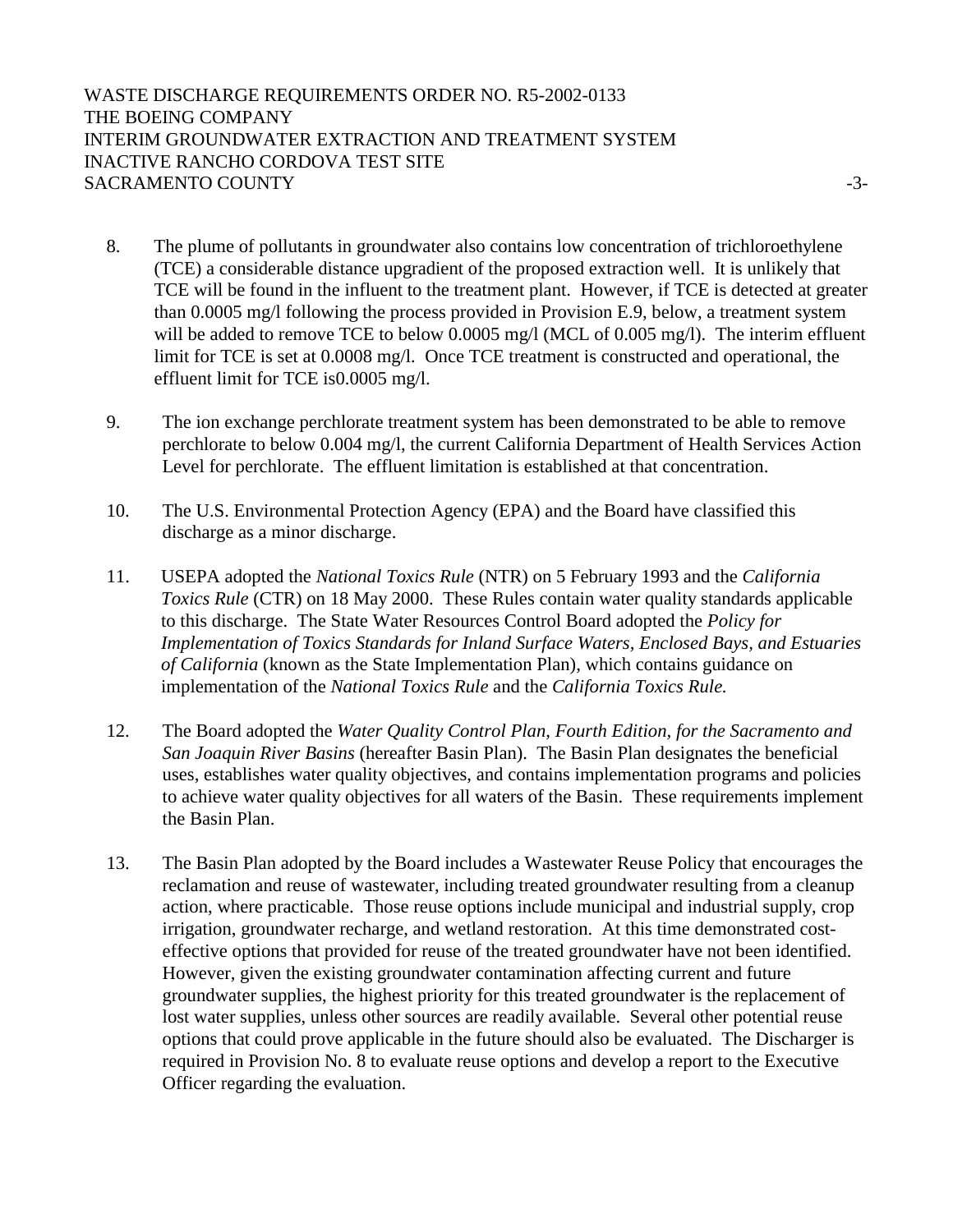8. The plume of pollutants in groundwater also contains low concentration of trichloroethylene (TCE) a considerable distance upgradient of the proposed extraction well. It is unlikely that TCE will be found in the influent to the treatment plant. However, if TCE is detected at greater than 0.0005 mg/l following the process provided in Provision E.9, below, a treatment system will be added to remove TCE to below 0.0005 mg/l (MCL of 0.005 mg/l). The interim effluent limit for TCE is set at 0.0008 mg/l. Once TCE treatment is constructed and operational, the effluent limit for TCE is0.0005 mg/l.

9. The ion exchange perchlorate treatment system has been demonstrated to be able to remove perchlorate to below 0.004 mg/l, the current California Department of Health Services Action Level for perchlorate. The effluent limitation is established at that concentration.

10. The U.S. Environmental Protection Agency (EPA) and the Board have classified this discharge as a minor discharge.

11. USEPA adopted the *National Toxics Rule* (NTR) on 5 February 1993 and the *California Toxics Rule* (CTR) on 18 May 2000. These Rules contain water quality standards applicable to this discharge. The State Water Resources Control Board adopted the *Policy for Implementation of Toxics Standards for Inland Surface Waters, Enclosed Bays, and Estuaries of California* (known as the State Implementation Plan), which contains guidance on implementation of the *National Toxics Rule* and the *California Toxics Rule.*

12. The Board adopted the *Water Quality Control Plan, Fourth Edition, for the Sacramento and San Joaquin River Basins* (hereafter Basin Plan). The Basin Plan designates the beneficial uses, establishes water quality objectives, and contains implementation programs and policies to achieve water quality objectives for all waters of the Basin. These requirements implement the Basin Plan.

13. The Basin Plan adopted by the Board includes a Wastewater Reuse Policy that encourages the reclamation and reuse of wastewater, including treated groundwater resulting from a cleanup action, where practicable. Those reuse options include municipal and industrial supply, crop irrigation, groundwater recharge, and wetland restoration. At this time demonstrated cost-effective options that provided for reuse of the treated groundwater have not been identified. However, given the existing groundwater contamination affecting current and future groundwater supplies, the highest priority for this treated groundwater is the replacement of lost water supplies, unless other sources are readily available. Several other potential reuse options that could prove applicable in the future should also be evaluated. The Discharger is required in Provision No. 8 to evaluate reuse options and develop a report to the Executive Officer regarding the evaluation.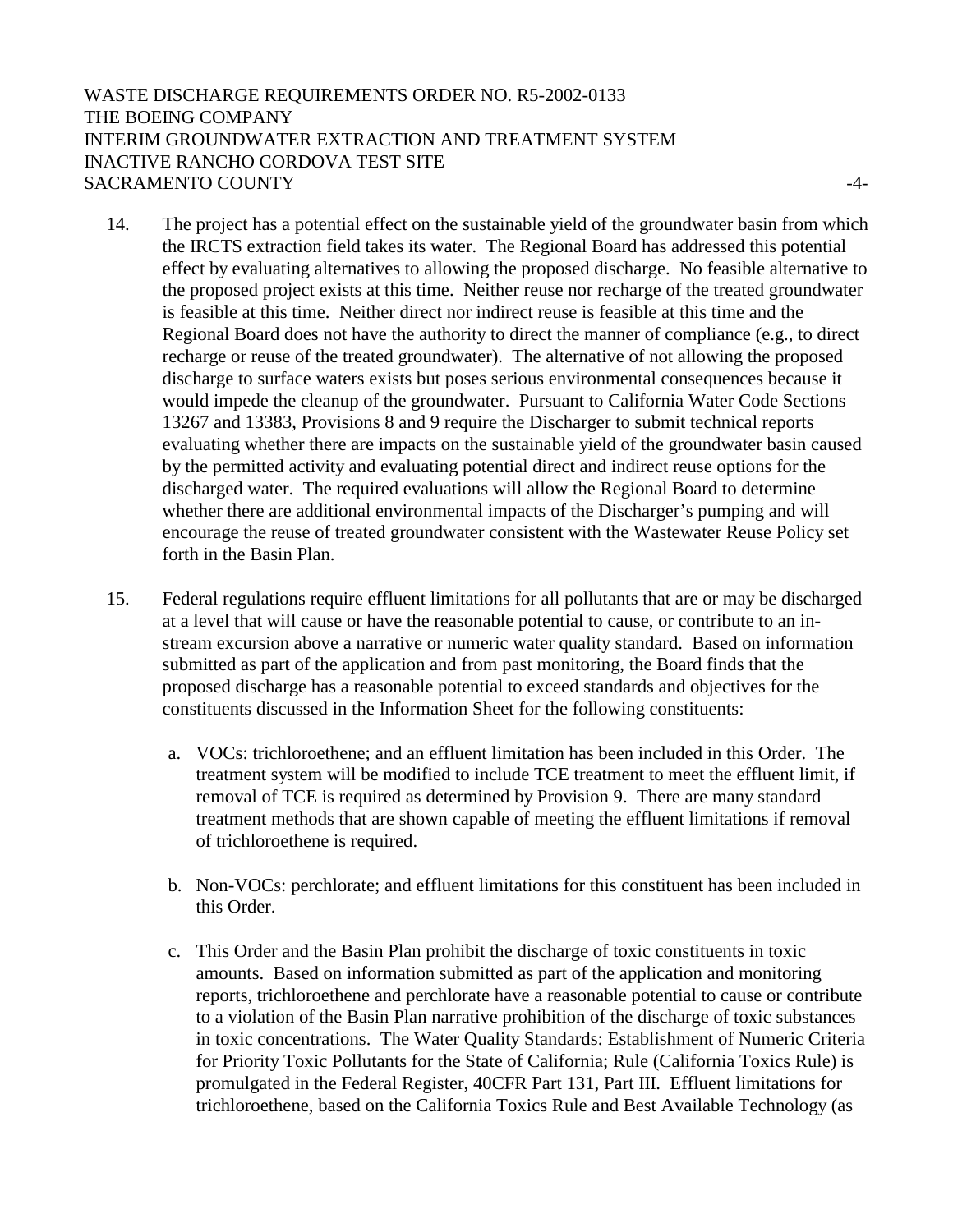14. The project has a potential effect on the sustainable yield of the groundwater basin from which the IRCTS extraction field takes its water. The Regional Board has addressed this potential effect by evaluating alternatives to allowing the proposed discharge. No feasible alternative to the proposed project exists at this time. Neither reuse nor recharge of the treated groundwater is feasible at this time. Neither direct nor indirect reuse is feasible at this time and the Regional Board does not have the authority to direct the manner of compliance (e.g., to direct recharge or reuse of the treated groundwater). The alternative of not allowing the proposed discharge to surface waters exists but poses serious environmental consequences because it would impede the cleanup of the groundwater. Pursuant to California Water Code Sections 13267 and 13383, Provisions 8 and 9 require the Discharger to submit technical reports evaluating whether there are impacts on the sustainable yield of the groundwater basin caused by the permitted activity and evaluating potential direct and indirect reuse options for the discharged water. The required evaluations will allow the Regional Board to determine whether there are additional environmental impacts of the Discharger's pumping and will encourage the reuse of treated groundwater consistent with the Wastewater Reuse Policy set forth in the Basin Plan.

15. Federal regulations require effluent limitations for all pollutants that are or may be discharged at a level that will cause or have the reasonable potential to cause, or contribute to an in-stream excursion above a narrative or numeric water quality standard. Based on information submitted as part of the application and from past monitoring, the Board finds that the proposed discharge has a reasonable potential to exceed standards and objectives for the constituents discussed in the Information Sheet for the following constituents:

    a. VOCs: trichloroethene; and an effluent limitation has been included in this Order. The treatment system will be modified to include TCE treatment to meet the effluent limit, if removal of TCE is required as determined by Provision 9. There are many standard treatment methods that are shown capable of meeting the effluent limitations if removal of trichloroethene is required.

    b. Non-VOCs: perchlorate; and effluent limitations for this constituent has been included in this Order.

    c. This Order and the Basin Plan prohibit the discharge of toxic constituents in toxic amounts. Based on information submitted as part of the application and monitoring reports, trichloroethene and perchlorate have a reasonable potential to cause or contribute to a violation of the Basin Plan narrative prohibition of the discharge of toxic substances in toxic concentrations. The Water Quality Standards: Establishment of Numeric Criteria for Priority Toxic Pollutants for the State of California; Rule (California Toxics Rule) is promulgated in the Federal Register, 40CFR Part 131, Part III. Effluent limitations for trichloroethene, based on the California Toxics Rule and Best Available Technology (as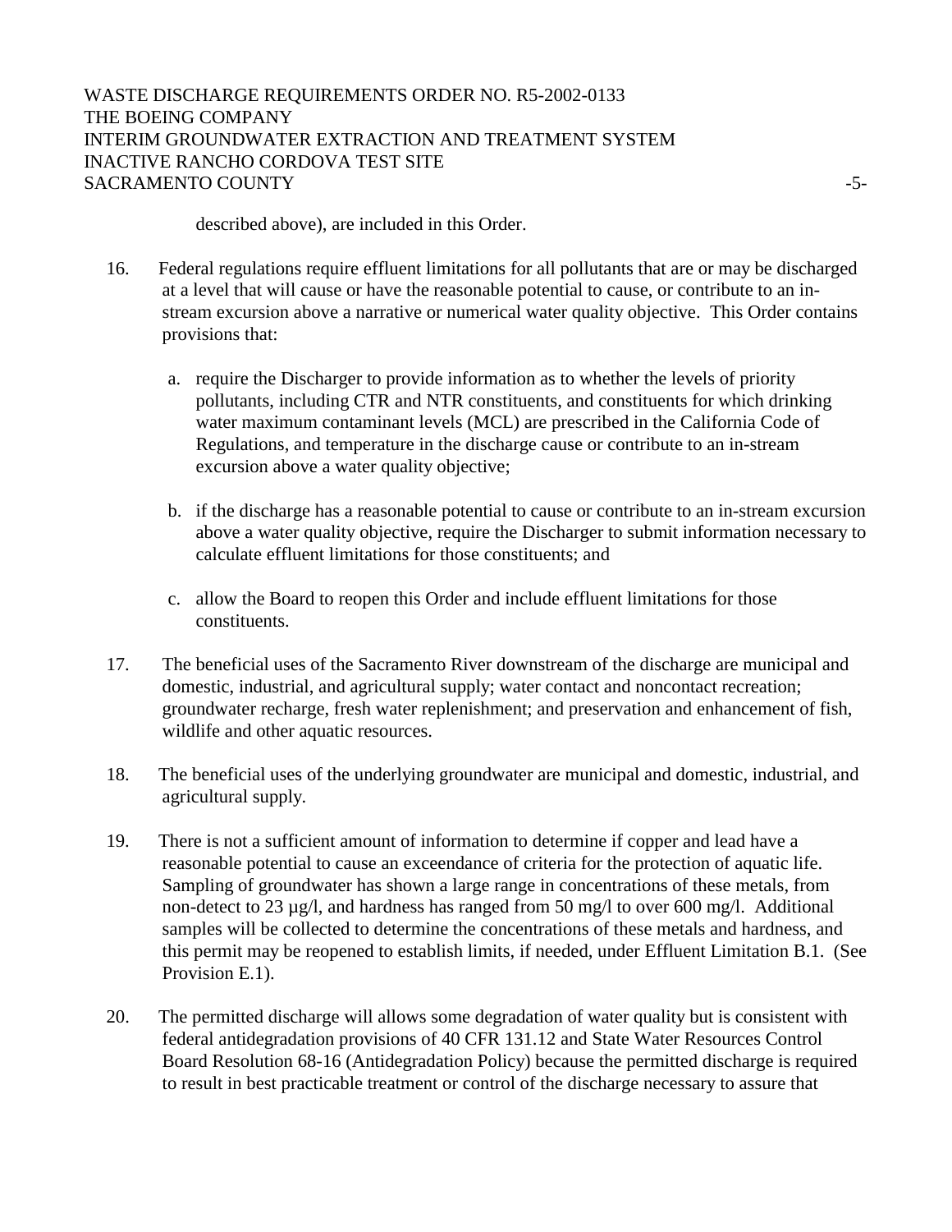described above), are included in this Order.

16. Federal regulations require effluent limitations for all pollutants that are or may be discharged at a level that will cause or have the reasonable potential to cause, or contribute to an in-stream excursion above a narrative or numerical water quality objective. This Order contains provisions that:

    a. require the Discharger to provide information as to whether the levels of priority pollutants, including CTR and NTR constituents, and constituents for which drinking water maximum contaminant levels (MCL) are prescribed in the California Code of Regulations, and temperature in the discharge cause or contribute to an in-stream excursion above a water quality objective;

    b. if the discharge has a reasonable potential to cause or contribute to an in-stream excursion above a water quality objective, require the Discharger to submit information necessary to calculate effluent limitations for those constituents; and

    c. allow the Board to reopen this Order and include effluent limitations for those constituents.

17. The beneficial uses of the Sacramento River downstream of the discharge are municipal and domestic, industrial, and agricultural supply; water contact and noncontact recreation; groundwater recharge, fresh water replenishment; and preservation and enhancement of fish, wildlife and other aquatic resources.

18. The beneficial uses of the underlying groundwater are municipal and domestic, industrial, and agricultural supply.

19. There is not a sufficient amount of information to determine if copper and lead have a reasonable potential to cause an exceendance of criteria for the protection of aquatic life. Sampling of groundwater has shown a large range in concentrations of these metals, from non-detect to 23 µg/l, and hardness has ranged from 50 mg/l to over 600 mg/l. Additional samples will be collected to determine the concentrations of these metals and hardness, and this permit may be reopened to establish limits, if needed, under Effluent Limitation B.1. (See Provision E.1).

20. The permitted discharge will allows some degradation of water quality but is consistent with federal antidegradation provisions of 40 CFR 131.12 and State Water Resources Control Board Resolution 68-16 (Antidegradation Policy) because the permitted discharge is required to result in best practicable treatment or control of the discharge necessary to assure that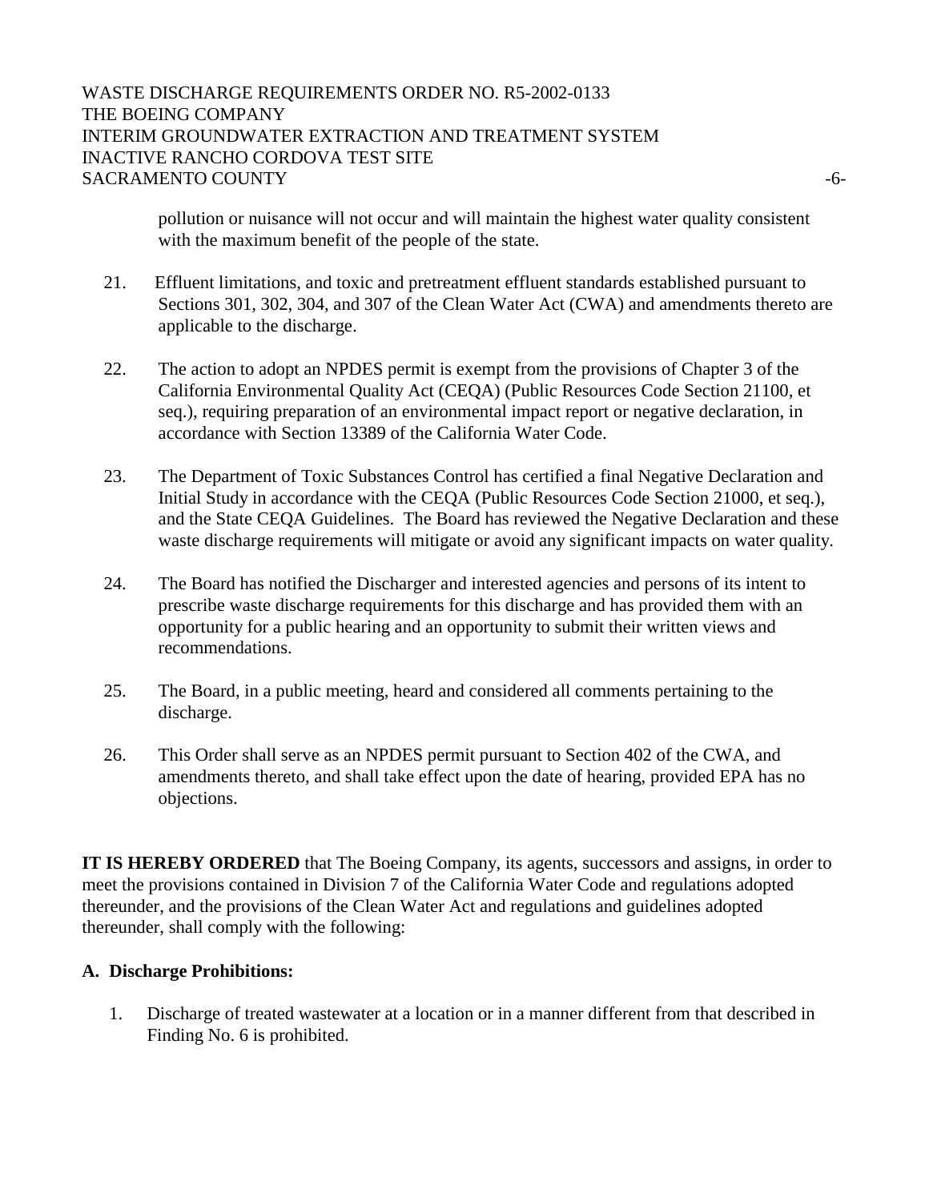pollution or nuisance will not occur and will maintain the highest water quality consistent with the maximum benefit of the people of the state.

21. Effluent limitations, and toxic and pretreatment effluent standards established pursuant to Sections 301, 302, 304, and 307 of the Clean Water Act (CWA) and amendments thereto are applicable to the discharge.

22. The action to adopt an NPDES permit is exempt from the provisions of Chapter 3 of the California Environmental Quality Act (CEQA) (Public Resources Code Section 21100, et seq.), requiring preparation of an environmental impact report or negative declaration, in accordance with Section 13389 of the California Water Code.

23. The Department of Toxic Substances Control has certified a final Negative Declaration and Initial Study in accordance with the CEQA (Public Resources Code Section 21000, et seq.), and the State CEQA Guidelines. The Board has reviewed the Negative Declaration and these waste discharge requirements will mitigate or avoid any significant impacts on water quality.

24. The Board has notified the Discharger and interested agencies and persons of its intent to prescribe waste discharge requirements for this discharge and has provided them with an opportunity for a public hearing and an opportunity to submit their written views and recommendations.

25. The Board, in a public meeting, heard and considered all comments pertaining to the discharge.

26. This Order shall serve as an NPDES permit pursuant to Section 402 of the CWA, and amendments thereto, and shall take effect upon the date of hearing, provided EPA has no objections.

**IT IS HEREBY ORDERED** that The Boeing Company, its agents, successors and assigns, in order to meet the provisions contained in Division 7 of the California Water Code and regulations adopted thereunder, and the provisions of the Clean Water Act and regulations and guidelines adopted thereunder, shall comply with the following:

**A. Discharge Prohibitions:**

1. Discharge of treated wastewater at a location or in a manner different from that described in Finding No. 6 is prohibited.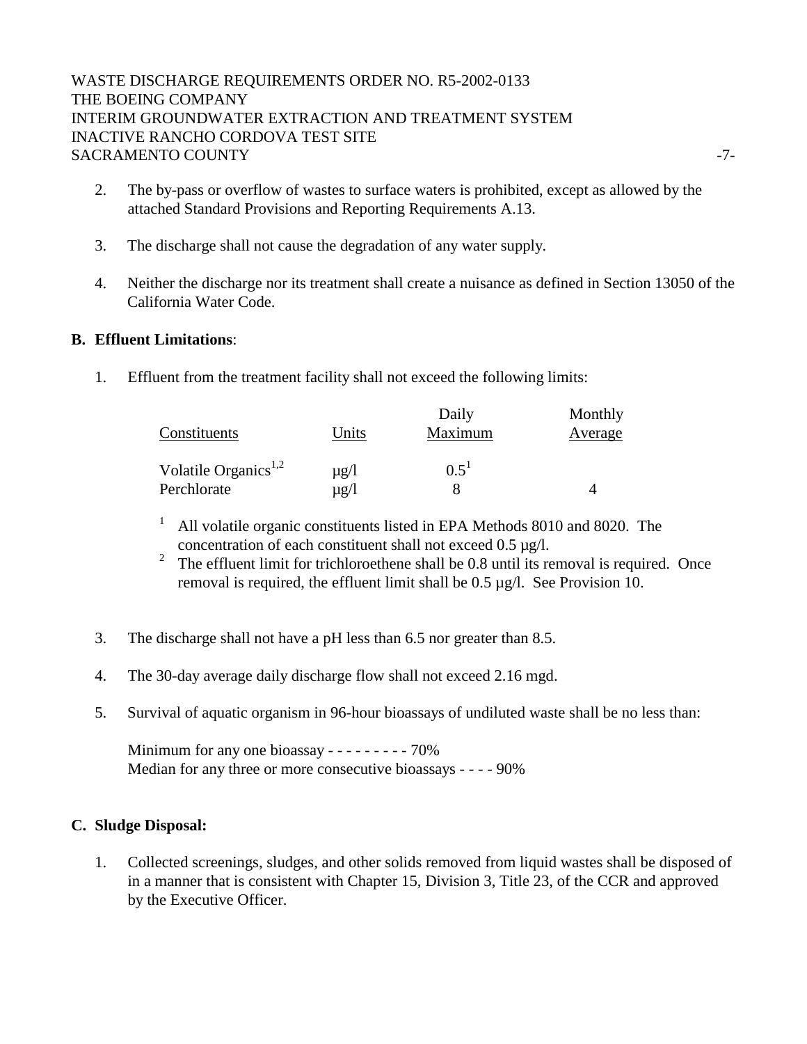2. The by-pass or overflow of wastes to surface waters is prohibited, except as allowed by the attached Standard Provisions and Reporting Requirements A.13.

3. The discharge shall not cause the degradation of any water supply.

4. Neither the discharge nor its treatment shall create a nuisance as defined in Section 13050 of the California Water Code.

**B. Effluent Limitations**:

1. Effluent from the treatment facility shall not exceed the following limits:

| Constituents | Units | Daily Maximum | Monthly Average |
|---|---|---|---|
| Volatile Organics[1,2] | µg/l | 0.5[1] | |
| Perchlorate | µg/l | 8 | 4 |

[1] All volatile organic constituents listed in EPA Methods 8010 and 8020. The concentration of each constituent shall not exceed 0.5 µg/l.

[2] The effluent limit for trichloroethene shall be 0.8 until its removal is required. Once removal is required, the effluent limit shall be 0.5 µg/l. See Provision 10.

3. The discharge shall not have a pH less than 6.5 nor greater than 8.5.

4. The 30-day average daily discharge flow shall not exceed 2.16 mgd.

5. Survival of aquatic organism in 96-hour bioassays of undiluted waste shall be no less than:

   Minimum for any one bioassay - - - - - - - - - 70%
   Median for any three or more consecutive bioassays - - - - 90%

**C. Sludge Disposal:**

1. Collected screenings, sludges, and other solids removed from liquid wastes shall be disposed of in a manner that is consistent with Chapter 15, Division 3, Title 23, of the CCR and approved by the Executive Officer.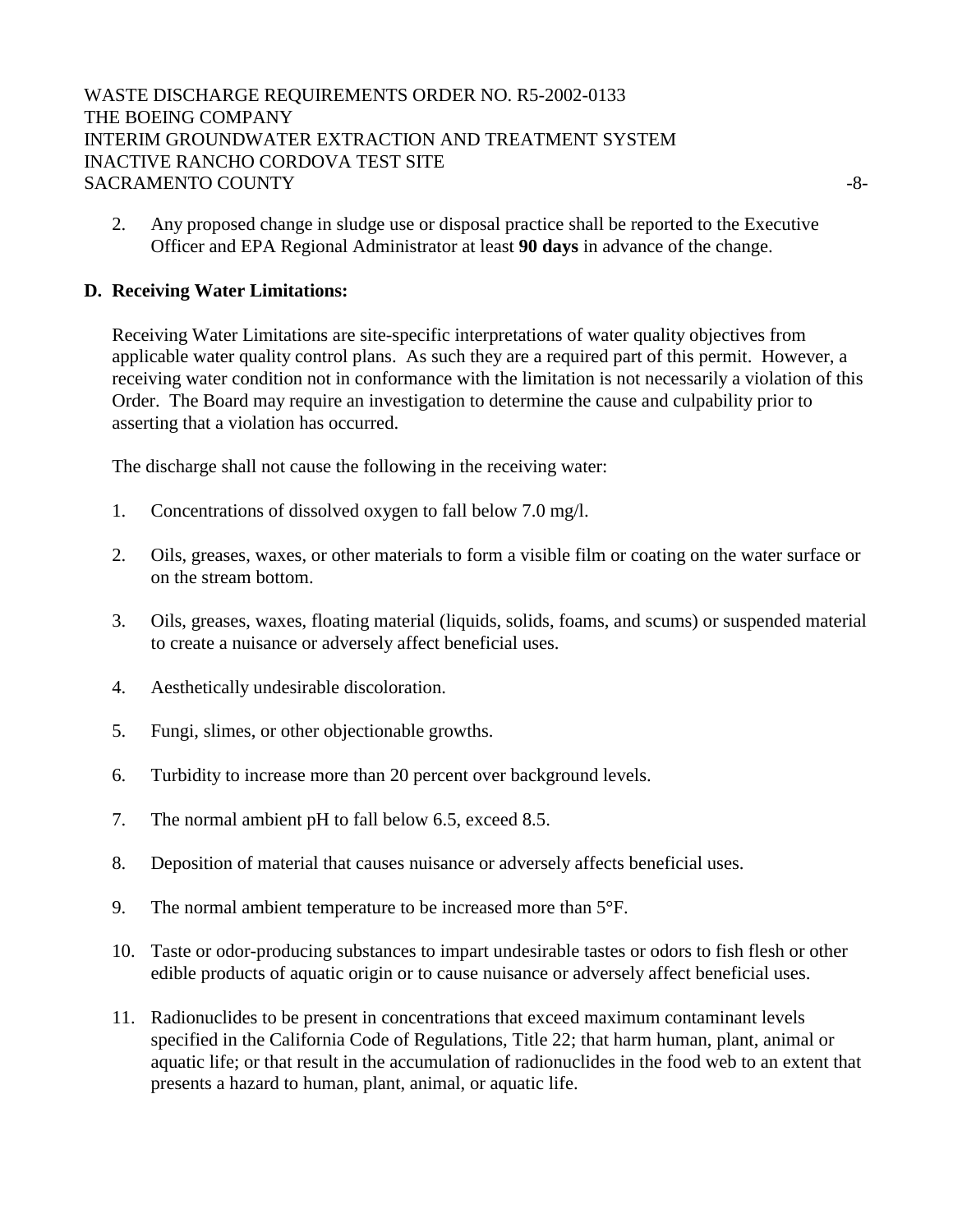2. Any proposed change in sludge use or disposal practice shall be reported to the Executive Officer and EPA Regional Administrator at least **90 days** in advance of the change.

**D. Receiving Water Limitations:**

Receiving Water Limitations are site-specific interpretations of water quality objectives from applicable water quality control plans. As such they are a required part of this permit. However, a receiving water condition not in conformance with the limitation is not necessarily a violation of this Order. The Board may require an investigation to determine the cause and culpability prior to asserting that a violation has occurred.

The discharge shall not cause the following in the receiving water:

1. Concentrations of dissolved oxygen to fall below 7.0 mg/l.

2. Oils, greases, waxes, or other materials to form a visible film or coating on the water surface or on the stream bottom.

3. Oils, greases, waxes, floating material (liquids, solids, foams, and scums) or suspended material to create a nuisance or adversely affect beneficial uses.

4. Aesthetically undesirable discoloration.

5. Fungi, slimes, or other objectionable growths.

6. Turbidity to increase more than 20 percent over background levels.

7. The normal ambient pH to fall below 6.5, exceed 8.5.

8. Deposition of material that causes nuisance or adversely affects beneficial uses.

9. The normal ambient temperature to be increased more than 5°F.

10. Taste or odor-producing substances to impart undesirable tastes or odors to fish flesh or other edible products of aquatic origin or to cause nuisance or adversely affect beneficial uses.

11. Radionuclides to be present in concentrations that exceed maximum contaminant levels specified in the California Code of Regulations, Title 22; that harm human, plant, animal or aquatic life; or that result in the accumulation of radionuclides in the food web to an extent that presents a hazard to human, plant, animal, or aquatic life.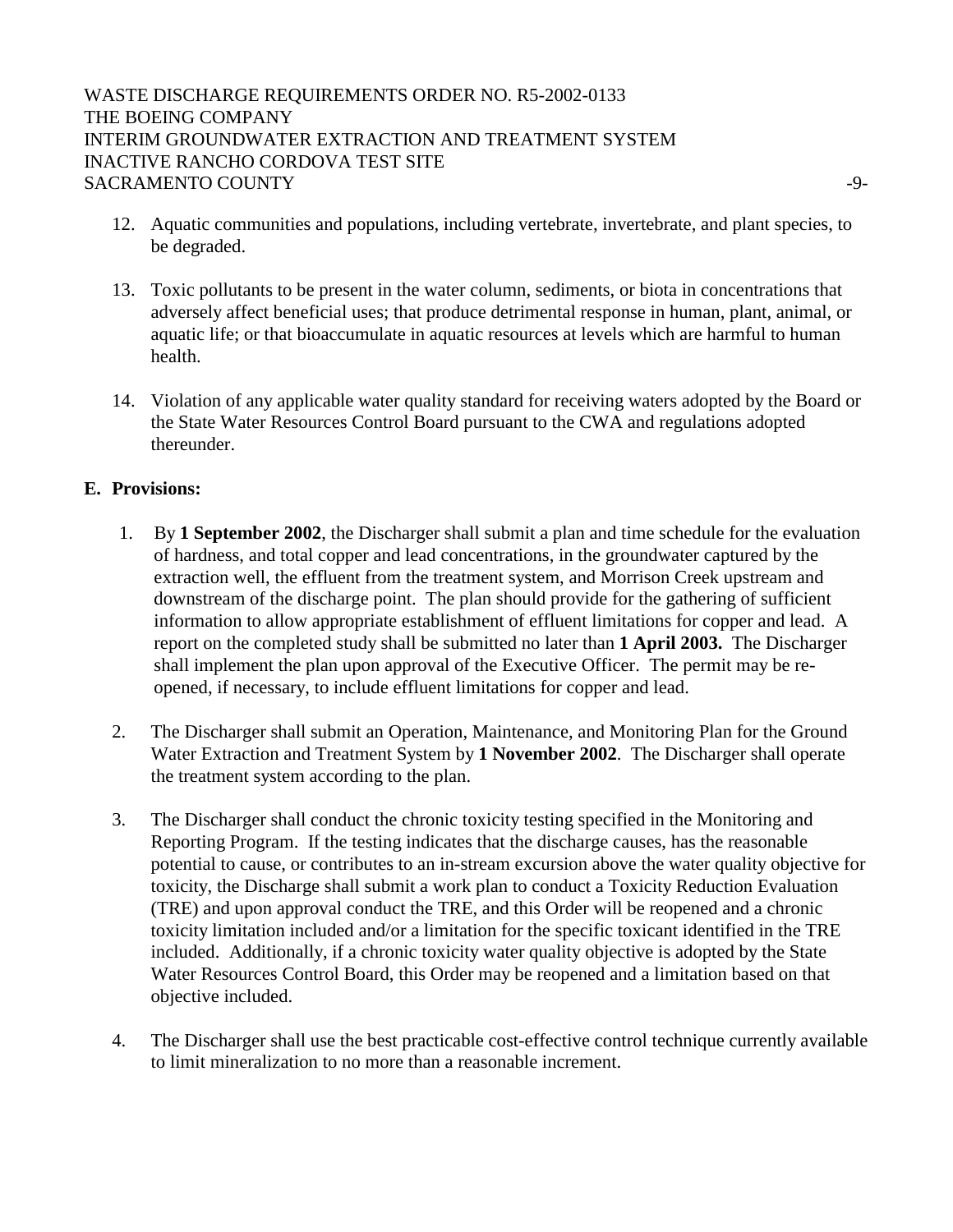12. Aquatic communities and populations, including vertebrate, invertebrate, and plant species, to be degraded.

13. Toxic pollutants to be present in the water column, sediments, or biota in concentrations that adversely affect beneficial uses; that produce detrimental response in human, plant, animal, or aquatic life; or that bioaccumulate in aquatic resources at levels which are harmful to human health.

14. Violation of any applicable water quality standard for receiving waters adopted by the Board or the State Water Resources Control Board pursuant to the CWA and regulations adopted thereunder.

**E. Provisions:**

1. By **1 September 2002**, the Discharger shall submit a plan and time schedule for the evaluation of hardness, and total copper and lead concentrations, in the groundwater captured by the extraction well, the effluent from the treatment system, and Morrison Creek upstream and downstream of the discharge point. The plan should provide for the gathering of sufficient information to allow appropriate establishment of effluent limitations for copper and lead. A report on the completed study shall be submitted no later than **1 April 2003.** The Discharger shall implement the plan upon approval of the Executive Officer. The permit may be re-opened, if necessary, to include effluent limitations for copper and lead.

2. The Discharger shall submit an Operation, Maintenance, and Monitoring Plan for the Ground Water Extraction and Treatment System by **1 November 2002**. The Discharger shall operate the treatment system according to the plan.

3. The Discharger shall conduct the chronic toxicity testing specified in the Monitoring and Reporting Program. If the testing indicates that the discharge causes, has the reasonable potential to cause, or contributes to an in-stream excursion above the water quality objective for toxicity, the Discharge shall submit a work plan to conduct a Toxicity Reduction Evaluation (TRE) and upon approval conduct the TRE, and this Order will be reopened and a chronic toxicity limitation included and/or a limitation for the specific toxicant identified in the TRE included. Additionally, if a chronic toxicity water quality objective is adopted by the State Water Resources Control Board, this Order may be reopened and a limitation based on that objective included.

4. The Discharger shall use the best practicable cost-effective control technique currently available to limit mineralization to no more than a reasonable increment.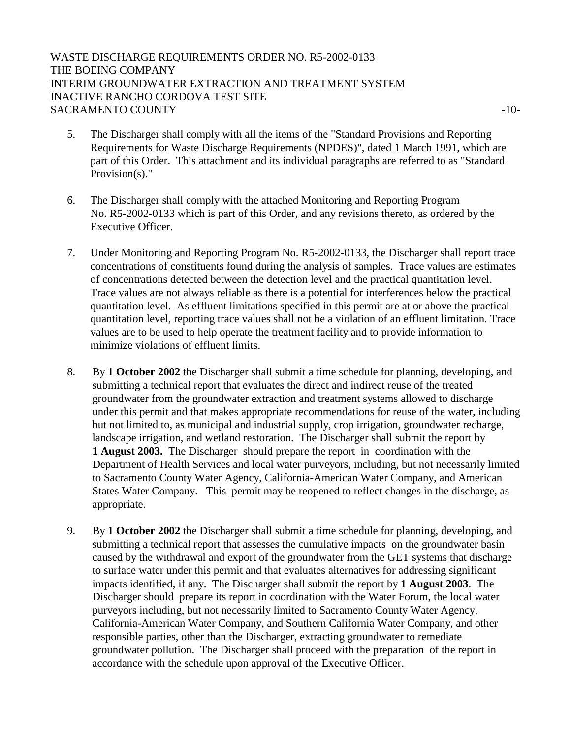5. The Discharger shall comply with all the items of the "Standard Provisions and Reporting Requirements for Waste Discharge Requirements (NPDES)", dated 1 March 1991, which are part of this Order. This attachment and its individual paragraphs are referred to as "Standard Provision(s)."

6. The Discharger shall comply with the attached Monitoring and Reporting Program No. R5-2002-0133 which is part of this Order, and any revisions thereto, as ordered by the Executive Officer.

7. Under Monitoring and Reporting Program No. R5-2002-0133, the Discharger shall report trace concentrations of constituents found during the analysis of samples. Trace values are estimates of concentrations detected between the detection level and the practical quantitation level. Trace values are not always reliable as there is a potential for interferences below the practical quantitation level. As effluent limitations specified in this permit are at or above the practical quantitation level, reporting trace values shall not be a violation of an effluent limitation. Trace values are to be used to help operate the treatment facility and to provide information to minimize violations of effluent limits.

8. By **1 October 2002** the Discharger shall submit a time schedule for planning, developing, and submitting a technical report that evaluates the direct and indirect reuse of the treated groundwater from the groundwater extraction and treatment systems allowed to discharge under this permit and that makes appropriate recommendations for reuse of the water, including but not limited to, as municipal and industrial supply, crop irrigation, groundwater recharge, landscape irrigation, and wetland restoration. The Discharger shall submit the report by **1 August 2003.** The Discharger should prepare the report in coordination with the Department of Health Services and local water purveyors, including, but not necessarily limited to Sacramento County Water Agency, California-American Water Company, and American States Water Company. This permit may be reopened to reflect changes in the discharge, as appropriate.

9. By **1 October 2002** the Discharger shall submit a time schedule for planning, developing, and submitting a technical report that assesses the cumulative impacts on the groundwater basin caused by the withdrawal and export of the groundwater from the GET systems that discharge to surface water under this permit and that evaluates alternatives for addressing significant impacts identified, if any. The Discharger shall submit the report by **1 August 2003**. The Discharger should prepare its report in coordination with the Water Forum, the local water purveyors including, but not necessarily limited to Sacramento County Water Agency, California-American Water Company, and Southern California Water Company, and other responsible parties, other than the Discharger, extracting groundwater to remediate groundwater pollution. The Discharger shall proceed with the preparation of the report in accordance with the schedule upon approval of the Executive Officer.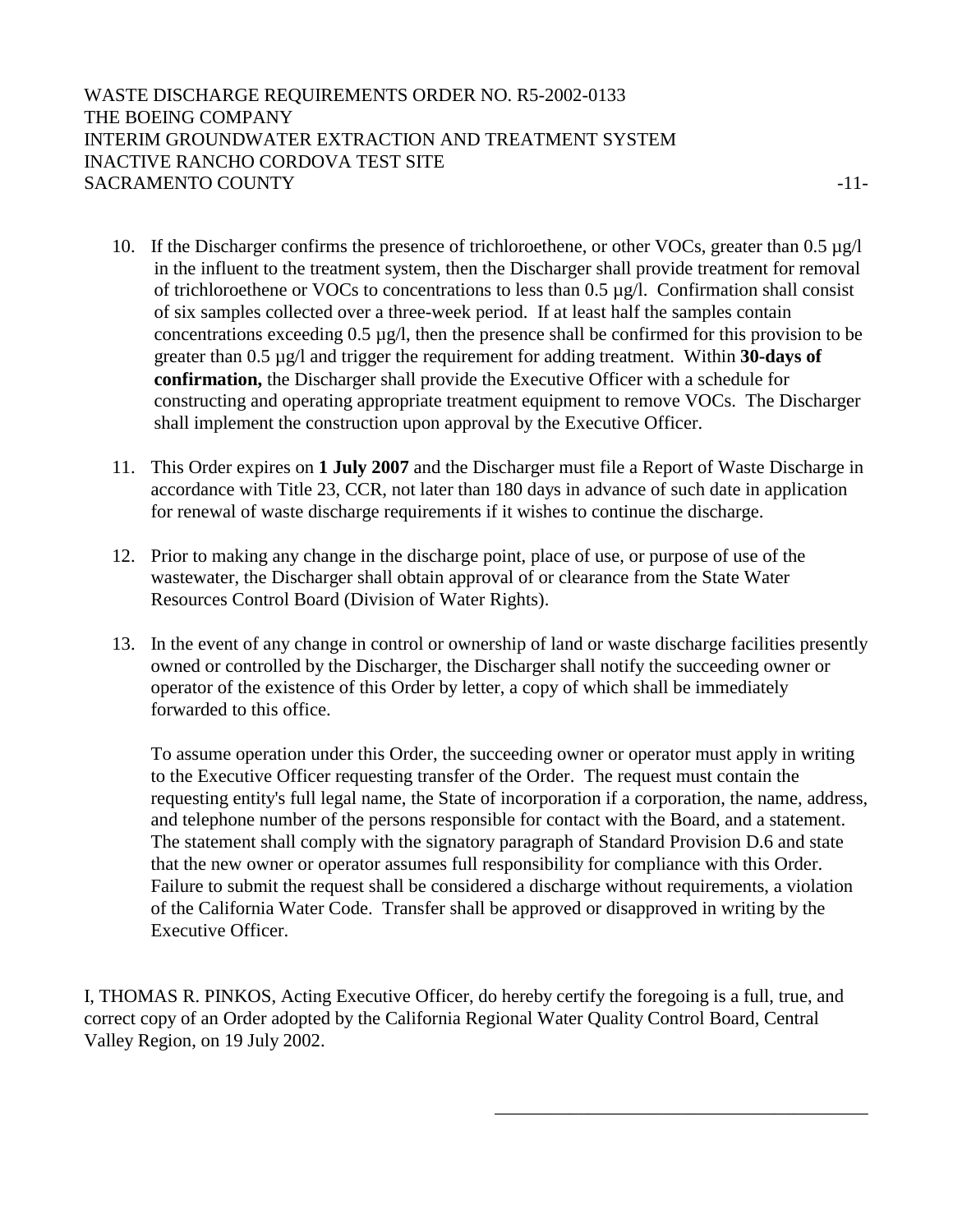10. If the Discharger confirms the presence of trichloroethene, or other VOCs, greater than 0.5 µg/l in the influent to the treatment system, then the Discharger shall provide treatment for removal of trichloroethene or VOCs to concentrations to less than 0.5 µg/l. Confirmation shall consist of six samples collected over a three-week period. If at least half the samples contain concentrations exceeding 0.5 µg/l, then the presence shall be confirmed for this provision to be greater than 0.5 µg/l and trigger the requirement for adding treatment. Within **30-days of confirmation,** the Discharger shall provide the Executive Officer with a schedule for constructing and operating appropriate treatment equipment to remove VOCs. The Discharger shall implement the construction upon approval by the Executive Officer.

11. This Order expires on **1 July 2007** and the Discharger must file a Report of Waste Discharge in accordance with Title 23, CCR, not later than 180 days in advance of such date in application for renewal of waste discharge requirements if it wishes to continue the discharge.

12. Prior to making any change in the discharge point, place of use, or purpose of use of the wastewater, the Discharger shall obtain approval of or clearance from the State Water Resources Control Board (Division of Water Rights).

13. In the event of any change in control or ownership of land or waste discharge facilities presently owned or controlled by the Discharger, the Discharger shall notify the succeeding owner or operator of the existence of this Order by letter, a copy of which shall be immediately forwarded to this office.

    To assume operation under this Order, the succeeding owner or operator must apply in writing to the Executive Officer requesting transfer of the Order. The request must contain the requesting entity's full legal name, the State of incorporation if a corporation, the name, address, and telephone number of the persons responsible for contact with the Board, and a statement. The statement shall comply with the signatory paragraph of Standard Provision D.6 and state that the new owner or operator assumes full responsibility for compliance with this Order. Failure to submit the request shall be considered a discharge without requirements, a violation of the California Water Code. Transfer shall be approved or disapproved in writing by the Executive Officer.

I, THOMAS R. PINKOS, Acting Executive Officer, do hereby certify the foregoing is a full, true, and correct copy of an Order adopted by the California Regional Water Quality Control Board, Central Valley Region, on 19 July 2002.

\_\_\_\_\_\_\_\_\_\_\_\_\_\_\_\_\_\_\_\_\_\_\_\_\_\_\_\_\_\_\_\_\_\_\_\_\_\_\_\_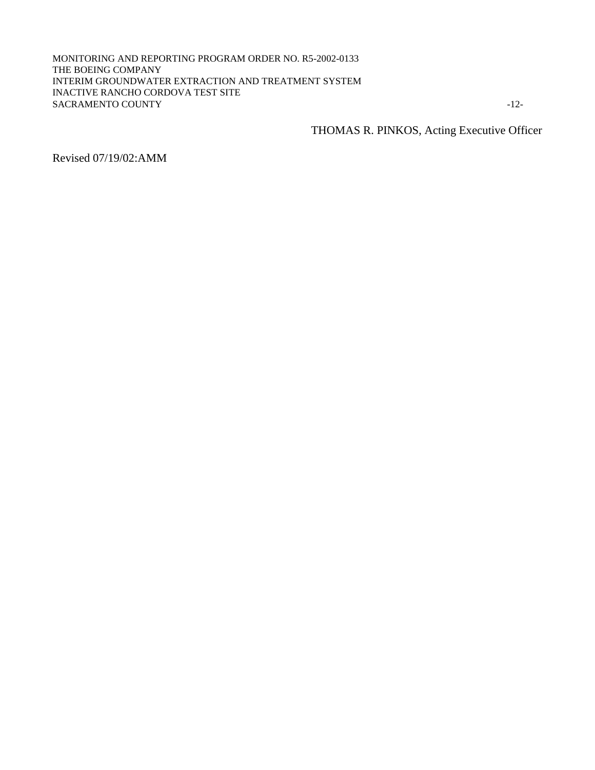THOMAS R. PINKOS, Acting Executive Officer

Revised 07/19/02:AMM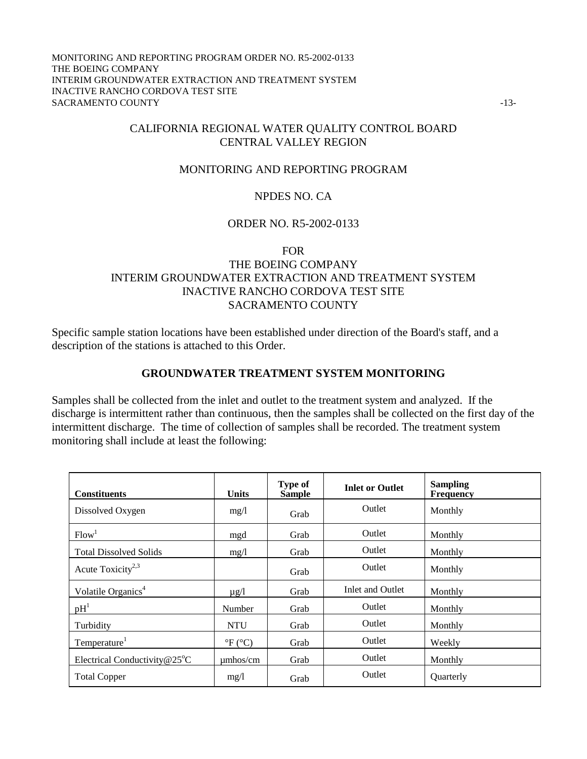# CALIFORNIA REGIONAL WATER QUALITY CONTROL BOARD
# CENTRAL VALLEY REGION

## MONITORING AND REPORTING PROGRAM

## NPDES NO. CA

## ORDER NO. R5-2002-0133

## FOR
## THE BOEING COMPANY
## INTERIM GROUNDWATER EXTRACTION AND TREATMENT SYSTEM
## INACTIVE RANCHO CORDOVA TEST SITE
## SACRAMENTO COUNTY

Specific sample station locations have been established under direction of the Board's staff, and a description of the stations is attached to this Order.

### GROUNDWATER TREATMENT SYSTEM MONITORING

Samples shall be collected from the inlet and outlet to the treatment system and analyzed. If the discharge is intermittent rather than continuous, then the samples shall be collected on the first day of the intermittent discharge. The time of collection of samples shall be recorded. The treatment system monitoring shall include at least the following:

| Constituents | Units | Type of Sample | Inlet or Outlet | Sampling Frequency |
|---|---|---|---|---|
| Dissolved Oxygen | mg/l | Grab | Outlet | Monthly |
| Flow[1] | mgd | Grab | Outlet | Monthly |
| Total Dissolved Solids | mg/l | Grab | Outlet | Monthly |
| Acute Toxicity[2,3] | | Grab | Outlet | Monthly |
| Volatile Organics[4] | µg/l | Grab | Inlet and Outlet | Monthly |
| pH[1] | Number | Grab | Outlet | Monthly |
| Turbidity | NTU | Grab | Outlet | Monthly |
| Temperature[1] | °F (°C) | Grab | Outlet | Weekly |
| Electrical Conductivity@25°C | µmhos/cm | Grab | Outlet | Monthly |
| Total Copper | mg/l | Grab | Outlet | Quarterly |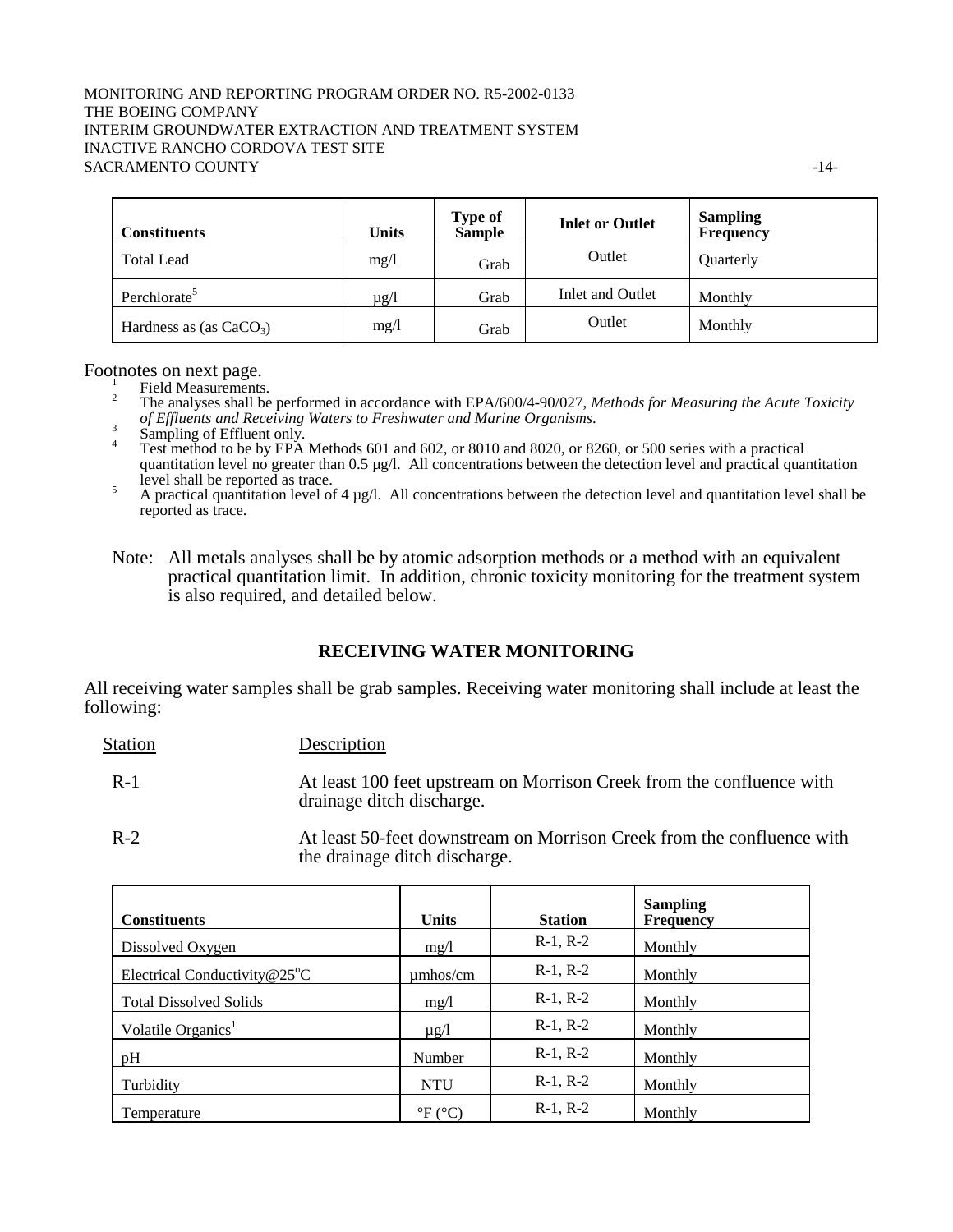| Constituents | Units | Type of Sample | Inlet or Outlet | Sampling Frequency |
|---|---|---|---|---|
| Total Lead | mg/l | Grab | Outlet | Quarterly |
| Perchlorate[5] | µg/l | Grab | Inlet and Outlet | Monthly |
| Hardness as (as $CaCO_3$) | mg/l | Grab | Outlet | Monthly |

Footnotes on next page.

[1] Field Measurements.

[2] The analyses shall be performed in accordance with EPA/600/4-90/027, *Methods for Measuring the Acute Toxicity of Effluents and Receiving Waters to Freshwater and Marine Organisms*.

[3] Sampling of Effluent only.

[4] Test method to be by EPA Methods 601 and 602, or 8010 and 8020, or 8260, or 500 series with a practical quantitation level no greater than 0.5 µg/l. All concentrations between the detection level and practical quantitation level shall be reported as trace.

[5] A practical quantitation level of 4 µg/l. All concentrations between the detection level and quantitation level shall be reported as trace.

Note: All metals analyses shall be by atomic adsorption methods or a method with an equivalent practical quantitation limit. In addition, chronic toxicity monitoring for the treatment system is also required, and detailed below.

## RECEIVING WATER MONITORING

All receiving water samples shall be grab samples. Receiving water monitoring shall include at least the following:

| Station | Description |
|---|---|
| R-1 | At least 100 feet upstream on Morrison Creek from the confluence with drainage ditch discharge. |
| R-2 | At least 50-feet downstream on Morrison Creek from the confluence with the drainage ditch discharge. |

| Constituents | Units | Station | Sampling Frequency |
|---|---|---|---|
| Dissolved Oxygen | mg/l | R-1, R-2 | Monthly |
| Electrical Conductivity@25°C | µmhos/cm | R-1, R-2 | Monthly |
| Total Dissolved Solids | mg/l | R-1, R-2 | Monthly |
| Volatile Organics[1] | µg/l | R-1, R-2 | Monthly |
| pH | Number | R-1, R-2 | Monthly |
| Turbidity | NTU | R-1, R-2 | Monthly |
| Temperature | °F (°C) | R-1, R-2 | Monthly |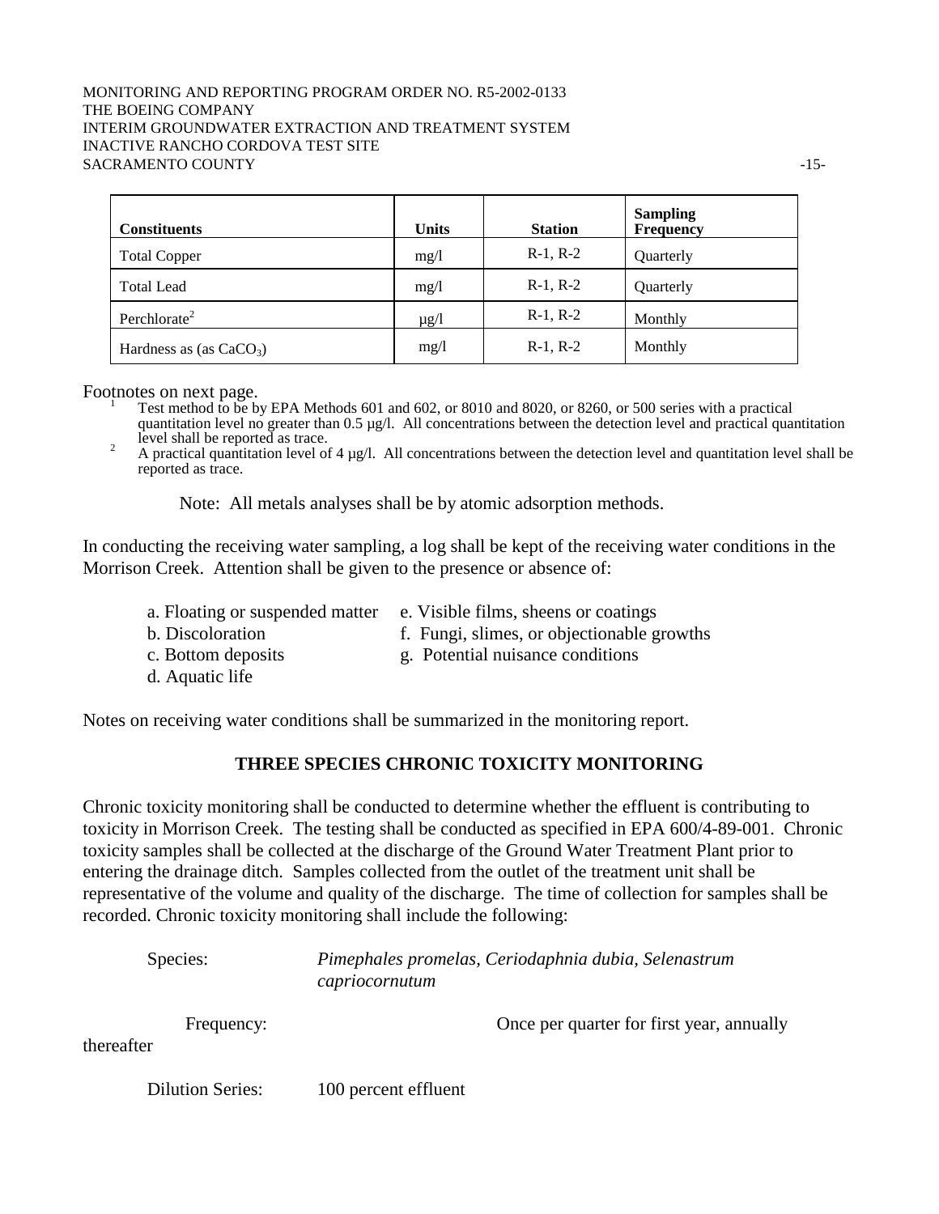| Constituents | Units | Station | Sampling Frequency |
|---|---|---|---|
| Total Copper | mg/l | R-1, R-2 | Quarterly |
| Total Lead | mg/l | R-1, R-2 | Quarterly |
| Perchlorate[2] | µg/l | R-1, R-2 | Monthly |
| Hardness as (as $CaCO_3$) | mg/l | R-1, R-2 | Monthly |

Footnotes on next page.

[1] Test method to be by EPA Methods 601 and 602, or 8010 and 8020, or 8260, or 500 series with a practical quantitation level no greater than 0.5 µg/l. All concentrations between the detection level and practical quantitation level shall be reported as trace.

[2] A practical quantitation level of 4 µg/l. All concentrations between the detection level and quantitation level shall be reported as trace.

Note: All metals analyses shall be by atomic adsorption methods.

In conducting the receiving water sampling, a log shall be kept of the receiving water conditions in the Morrison Creek. Attention shall be given to the presence or absence of:

a. Floating or suspended matter
b. Discoloration
c. Bottom deposits
d. Aquatic life
e. Visible films, sheens or coatings
f. Fungi, slimes, or objectionable growths
g. Potential nuisance conditions

Notes on receiving water conditions shall be summarized in the monitoring report.

## THREE SPECIES CHRONIC TOXICITY MONITORING

Chronic toxicity monitoring shall be conducted to determine whether the effluent is contributing to toxicity in Morrison Creek. The testing shall be conducted as specified in EPA 600/4-89-001. Chronic toxicity samples shall be collected at the discharge of the Ground Water Treatment Plant prior to entering the drainage ditch. Samples collected from the outlet of the treatment unit shall be representative of the volume and quality of the discharge. The time of collection for samples shall be recorded. Chronic toxicity monitoring shall include the following:

Species: *Pimephales promelas, Ceriodaphnia dubia, Selenastrum capriocornutum*

Frequency: Once per quarter for first year, annually thereafter

Dilution Series: 100 percent effluent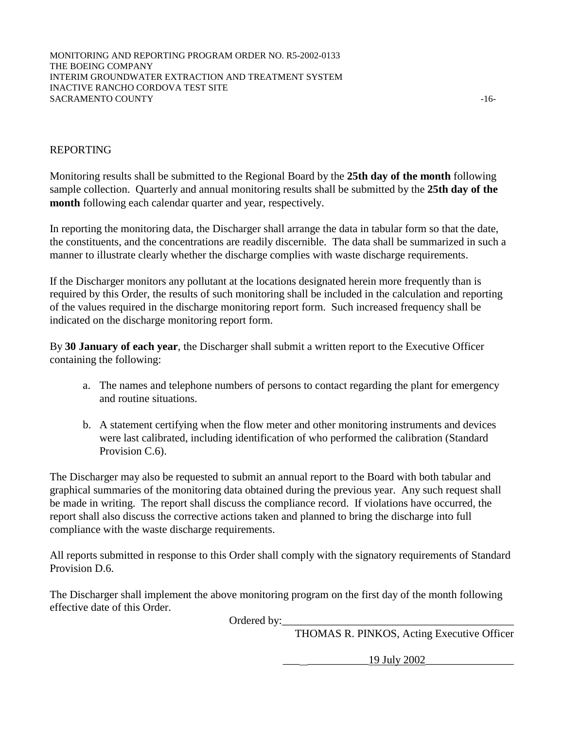REPORTING

Monitoring results shall be submitted to the Regional Board by the **25th day of the month** following sample collection. Quarterly and annual monitoring results shall be submitted by the **25th day of the month** following each calendar quarter and year, respectively.

In reporting the monitoring data, the Discharger shall arrange the data in tabular form so that the date, the constituents, and the concentrations are readily discernible. The data shall be summarized in such a manner to illustrate clearly whether the discharge complies with waste discharge requirements.

If the Discharger monitors any pollutant at the locations designated herein more frequently than is required by this Order, the results of such monitoring shall be included in the calculation and reporting of the values required in the discharge monitoring report form. Such increased frequency shall be indicated on the discharge monitoring report form.

By **30 January of each year**, the Discharger shall submit a written report to the Executive Officer containing the following:

a. The names and telephone numbers of persons to contact regarding the plant for emergency and routine situations.

b. A statement certifying when the flow meter and other monitoring instruments and devices were last calibrated, including identification of who performed the calibration (Standard Provision C.6).

The Discharger may also be requested to submit an annual report to the Board with both tabular and graphical summaries of the monitoring data obtained during the previous year. Any such request shall be made in writing. The report shall discuss the compliance record. If violations have occurred, the report shall also discuss the corrective actions taken and planned to bring the discharge into full compliance with the waste discharge requirements.

All reports submitted in response to this Order shall comply with the signatory requirements of Standard Provision D.6.

The Discharger shall implement the above monitoring program on the first day of the month following effective date of this Order.

Ordered by:\_\_\_\_\_\_\_\_\_\_\_\_\_\_\_\_\_\_\_\_\_\_\_\_\_\_\_\_\_\_\_\_\_\_\_\_\_\_\_\_\_\_

THOMAS R. PINKOS, Acting Executive Officer

19 July 2002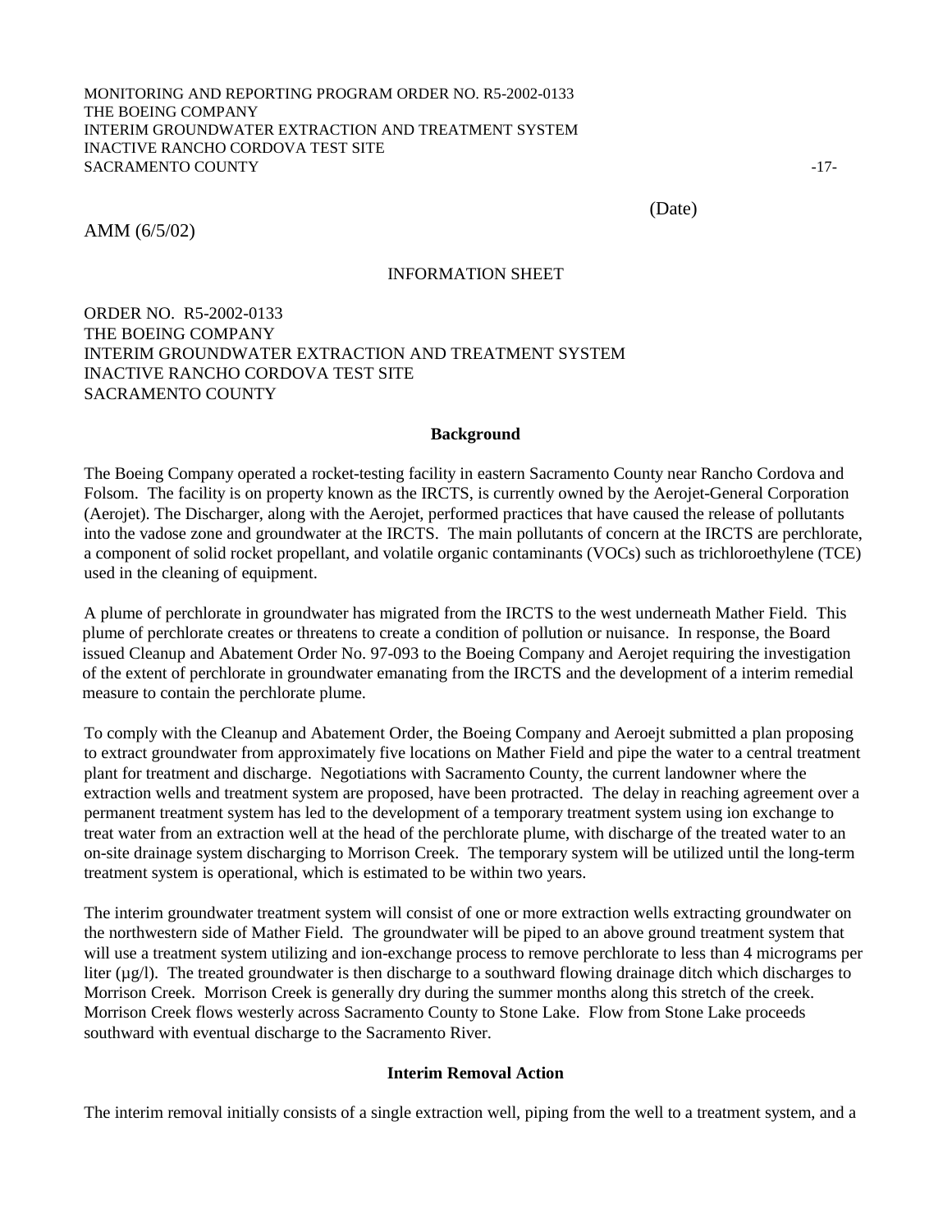(Date)

AMM (6/5/02)

INFORMATION SHEET

ORDER NO. R5-2002-0133
THE BOEING COMPANY
INTERIM GROUNDWATER EXTRACTION AND TREATMENT SYSTEM
INACTIVE RANCHO CORDOVA TEST SITE
SACRAMENTO COUNTY

**Background**

The Boeing Company operated a rocket-testing facility in eastern Sacramento County near Rancho Cordova and Folsom. The facility is on property known as the IRCTS, is currently owned by the Aerojet-General Corporation (Aerojet). The Discharger, along with the Aerojet, performed practices that have caused the release of pollutants into the vadose zone and groundwater at the IRCTS. The main pollutants of concern at the IRCTS are perchlorate, a component of solid rocket propellant, and volatile organic contaminants (VOCs) such as trichloroethylene (TCE) used in the cleaning of equipment.

A plume of perchlorate in groundwater has migrated from the IRCTS to the west underneath Mather Field. This plume of perchlorate creates or threatens to create a condition of pollution or nuisance. In response, the Board issued Cleanup and Abatement Order No. 97-093 to the Boeing Company and Aerojet requiring the investigation of the extent of perchlorate in groundwater emanating from the IRCTS and the development of a interim remedial measure to contain the perchlorate plume.

To comply with the Cleanup and Abatement Order, the Boeing Company and Aeroejt submitted a plan proposing to extract groundwater from approximately five locations on Mather Field and pipe the water to a central treatment plant for treatment and discharge. Negotiations with Sacramento County, the current landowner where the extraction wells and treatment system are proposed, have been protracted. The delay in reaching agreement over a permanent treatment system has led to the development of a temporary treatment system using ion exchange to treat water from an extraction well at the head of the perchlorate plume, with discharge of the treated water to an on-site drainage system discharging to Morrison Creek. The temporary system will be utilized until the long-term treatment system is operational, which is estimated to be within two years.

The interim groundwater treatment system will consist of one or more extraction wells extracting groundwater on the northwestern side of Mather Field. The groundwater will be piped to an above ground treatment system that will use a treatment system utilizing and ion-exchange process to remove perchlorate to less than 4 micrograms per liter (µg/l). The treated groundwater is then discharge to a southward flowing drainage ditch which discharges to Morrison Creek. Morrison Creek is generally dry during the summer months along this stretch of the creek. Morrison Creek flows westerly across Sacramento County to Stone Lake. Flow from Stone Lake proceeds southward with eventual discharge to the Sacramento River.

**Interim Removal Action**

The interim removal initially consists of a single extraction well, piping from the well to a treatment system, and a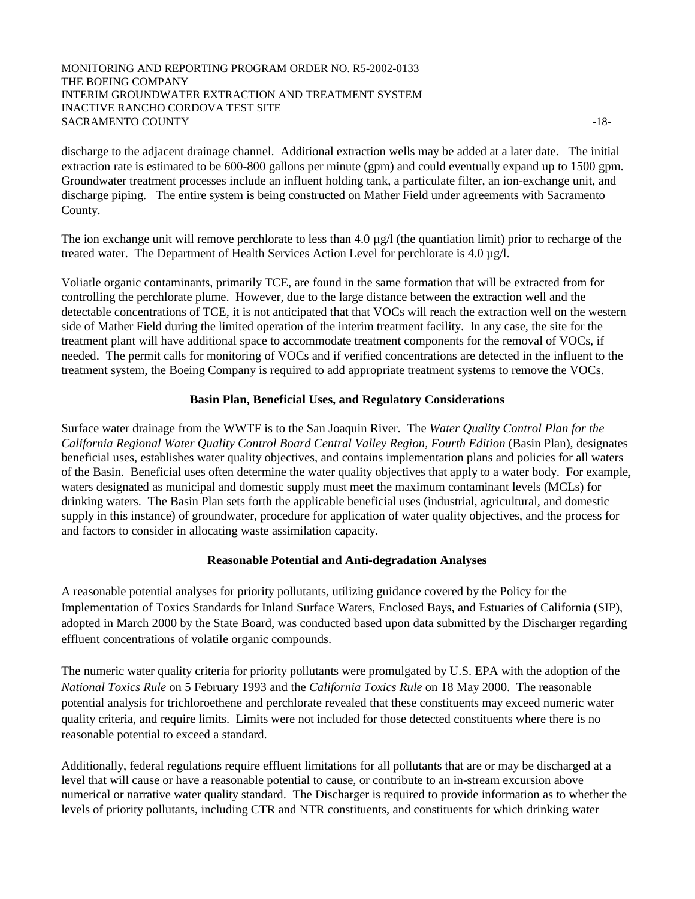discharge to the adjacent drainage channel. Additional extraction wells may be added at a later date. The initial extraction rate is estimated to be 600-800 gallons per minute (gpm) and could eventually expand up to 1500 gpm. Groundwater treatment processes include an influent holding tank, a particulate filter, an ion-exchange unit, and discharge piping. The entire system is being constructed on Mather Field under agreements with Sacramento County.

The ion exchange unit will remove perchlorate to less than 4.0 µg/l (the quantiation limit) prior to recharge of the treated water. The Department of Health Services Action Level for perchlorate is 4.0 µg/l.

Voliatle organic contaminants, primarily TCE, are found in the same formation that will be extracted from for controlling the perchlorate plume. However, due to the large distance between the extraction well and the detectable concentrations of TCE, it is not anticipated that that VOCs will reach the extraction well on the western side of Mather Field during the limited operation of the interim treatment facility. In any case, the site for the treatment plant will have additional space to accommodate treatment components for the removal of VOCs, if needed. The permit calls for monitoring of VOCs and if verified concentrations are detected in the influent to the treatment system, the Boeing Company is required to add appropriate treatment systems to remove the VOCs.

**Basin Plan, Beneficial Uses, and Regulatory Considerations**

Surface water drainage from the WWTF is to the San Joaquin River. The *Water Quality Control Plan for the California Regional Water Quality Control Board Central Valley Region, Fourth Edition* (Basin Plan), designates beneficial uses, establishes water quality objectives, and contains implementation plans and policies for all waters of the Basin. Beneficial uses often determine the water quality objectives that apply to a water body. For example, waters designated as municipal and domestic supply must meet the maximum contaminant levels (MCLs) for drinking waters. The Basin Plan sets forth the applicable beneficial uses (industrial, agricultural, and domestic supply in this instance) of groundwater, procedure for application of water quality objectives, and the process for and factors to consider in allocating waste assimilation capacity.

**Reasonable Potential and Anti-degradation Analyses**

A reasonable potential analyses for priority pollutants, utilizing guidance covered by the Policy for the Implementation of Toxics Standards for Inland Surface Waters, Enclosed Bays, and Estuaries of California (SIP), adopted in March 2000 by the State Board, was conducted based upon data submitted by the Discharger regarding effluent concentrations of volatile organic compounds.

The numeric water quality criteria for priority pollutants were promulgated by U.S. EPA with the adoption of the *National Toxics Rule* on 5 February 1993 and the *California Toxics Rule* on 18 May 2000. The reasonable potential analysis for trichloroethene and perchlorate revealed that these constituents may exceed numeric water quality criteria, and require limits. Limits were not included for those detected constituents where there is no reasonable potential to exceed a standard.

Additionally, federal regulations require effluent limitations for all pollutants that are or may be discharged at a level that will cause or have a reasonable potential to cause, or contribute to an in-stream excursion above numerical or narrative water quality standard. The Discharger is required to provide information as to whether the levels of priority pollutants, including CTR and NTR constituents, and constituents for which drinking water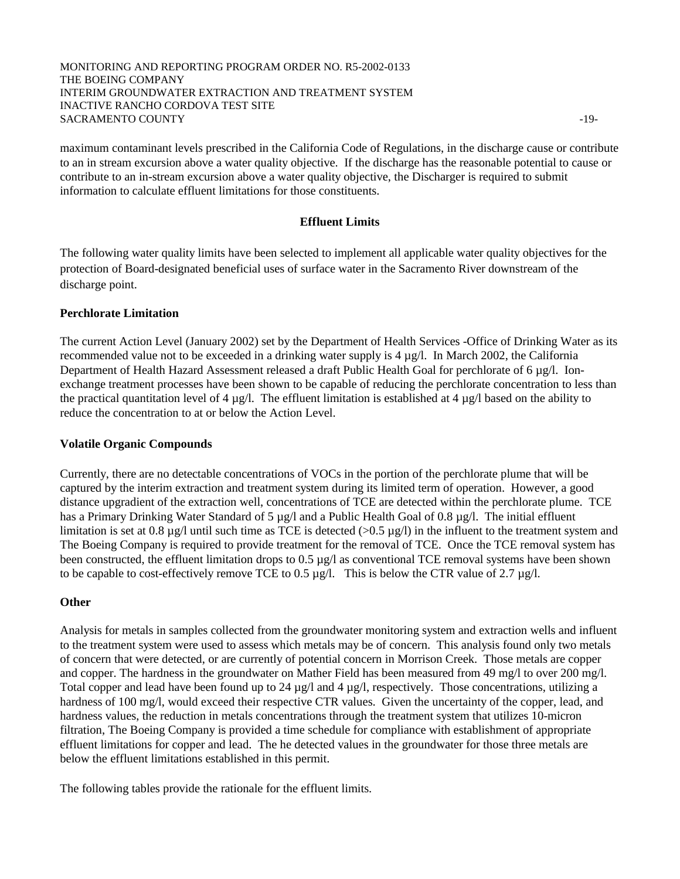maximum contaminant levels prescribed in the California Code of Regulations, in the discharge cause or contribute to an in stream excursion above a water quality objective. If the discharge has the reasonable potential to cause or contribute to an in-stream excursion above a water quality objective, the Discharger is required to submit information to calculate effluent limitations for those constituents.

## Effluent Limits

The following water quality limits have been selected to implement all applicable water quality objectives for the protection of Board-designated beneficial uses of surface water in the Sacramento River downstream of the discharge point.

### Perchlorate Limitation

The current Action Level (January 2002) set by the Department of Health Services -Office of Drinking Water as its recommended value not to be exceeded in a drinking water supply is 4 µg/l. In March 2002, the California Department of Health Hazard Assessment released a draft Public Health Goal for perchlorate of 6 µg/l. Ion-exchange treatment processes have been shown to be capable of reducing the perchlorate concentration to less than the practical quantitation level of 4 µg/l. The effluent limitation is established at 4 µg/l based on the ability to reduce the concentration to at or below the Action Level.

### Volatile Organic Compounds

Currently, there are no detectable concentrations of VOCs in the portion of the perchlorate plume that will be captured by the interim extraction and treatment system during its limited term of operation. However, a good distance upgradient of the extraction well, concentrations of TCE are detected within the perchlorate plume. TCE has a Primary Drinking Water Standard of 5 µg/l and a Public Health Goal of 0.8 µg/l. The initial effluent limitation is set at 0.8 µg/l until such time as TCE is detected (>0.5 µg/l) in the influent to the treatment system and The Boeing Company is required to provide treatment for the removal of TCE. Once the TCE removal system has been constructed, the effluent limitation drops to 0.5 µg/l as conventional TCE removal systems have been shown to be capable to cost-effectively remove TCE to 0.5 µg/l. This is below the CTR value of 2.7 µg/l.

### Other

Analysis for metals in samples collected from the groundwater monitoring system and extraction wells and influent to the treatment system were used to assess which metals may be of concern. This analysis found only two metals of concern that were detected, or are currently of potential concern in Morrison Creek. Those metals are copper and copper. The hardness in the groundwater on Mather Field has been measured from 49 mg/l to over 200 mg/l. Total copper and lead have been found up to 24 µg/l and 4 µg/l, respectively. Those concentrations, utilizing a hardness of 100 mg/l, would exceed their respective CTR values. Given the uncertainty of the copper, lead, and hardness values, the reduction in metals concentrations through the treatment system that utilizes 10-micron filtration, The Boeing Company is provided a time schedule for compliance with establishment of appropriate effluent limitations for copper and lead. The he detected values in the groundwater for those three metals are below the effluent limitations established in this permit.

The following tables provide the rationale for the effluent limits.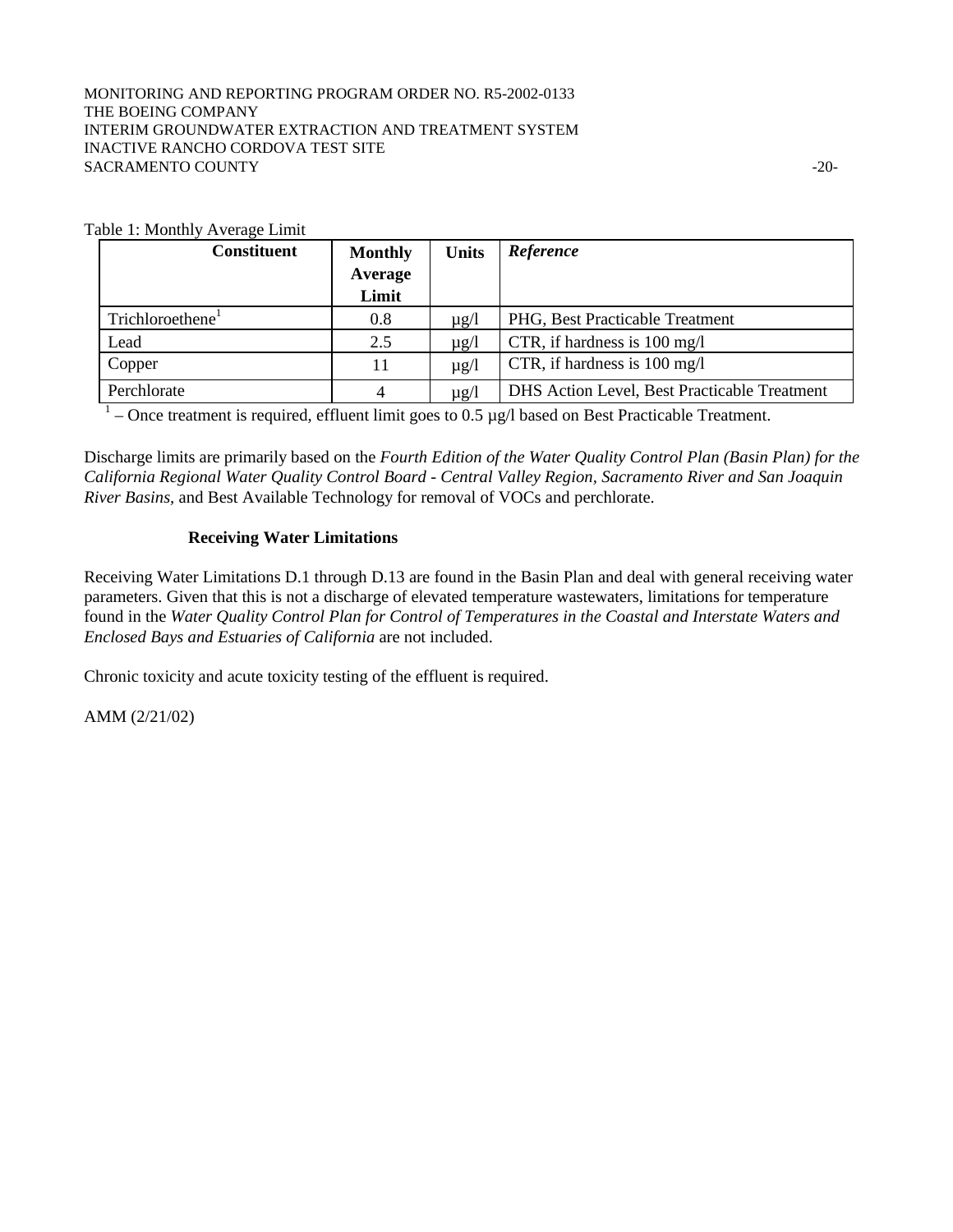Table 1: Monthly Average Limit

| Constituent | Monthly Average Limit | Units | *Reference* |
|---|---|---|---|
| Trichloroethene[1] | 0.8 | µg/l | PHG, Best Practicable Treatment |
| Lead | 2.5 | µg/l | CTR, if hardness is 100 mg/l |
| Copper | 11 | µg/l | CTR, if hardness is 100 mg/l |
| Perchlorate | 4 | µg/l | DHS Action Level, Best Practicable Treatment |

[1] – Once treatment is required, effluent limit goes to 0.5 µg/l based on Best Practicable Treatment.

Discharge limits are primarily based on the *Fourth Edition of the Water Quality Control Plan (Basin Plan) for the California Regional Water Quality Control Board - Central Valley Region, Sacramento River and San Joaquin River Basins*, and Best Available Technology for removal of VOCs and perchlorate.

**Receiving Water Limitations**

Receiving Water Limitations D.1 through D.13 are found in the Basin Plan and deal with general receiving water parameters. Given that this is not a discharge of elevated temperature wastewaters, limitations for temperature found in the *Water Quality Control Plan for Control of Temperatures in the Coastal and Interstate Waters and Enclosed Bays and Estuaries of California* are not included.

Chronic toxicity and acute toxicity testing of the effluent is required.

AMM (2/21/02)